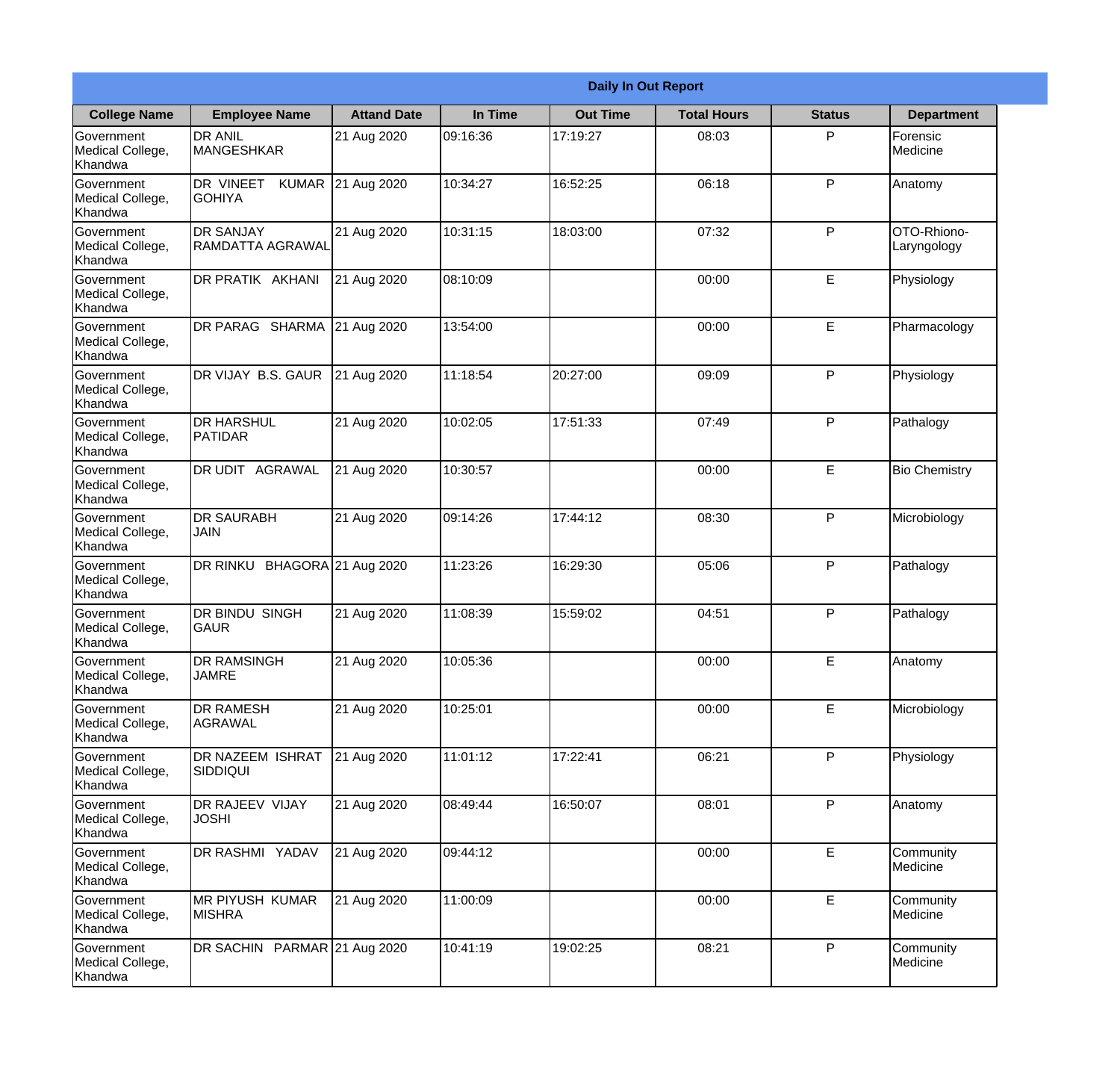# Daily In Out Report

| College Name | Employee Name | Attand Date | In Time | Out Time | Total Hours | Status | Department |
|---|---|---|---|---|---|---|---|
| Government Medical College, Khandwa | DR ANIL MANGESHKAR | 21 Aug 2020 | 09:16:36 | 17:19:27 | 08:03 | P | Forensic Medicine |
| Government Medical College, Khandwa | DR VINEET KUMAR GOHIYA | 21 Aug 2020 | 10:34:27 | 16:52:25 | 06:18 | P | Anatomy |
| Government Medical College, Khandwa | DR SANJAY RAMDATTA AGRAWAL | 21 Aug 2020 | 10:31:15 | 18:03:00 | 07:32 | P | OTO-Rhiono-Laryngology |
| Government Medical College, Khandwa | DR PRATIK AKHANI | 21 Aug 2020 | 08:10:09 | | 00:00 | E | Physiology |
| Government Medical College, Khandwa | DR PARAG SHARMA | 21 Aug 2020 | 13:54:00 | | 00:00 | E | Pharmacology |
| Government Medical College, Khandwa | DR VIJAY B.S. GAUR | 21 Aug 2020 | 11:18:54 | 20:27:00 | 09:09 | P | Physiology |
| Government Medical College, Khandwa | DR HARSHUL PATIDAR | 21 Aug 2020 | 10:02:05 | 17:51:33 | 07:49 | P | Pathalogy |
| Government Medical College, Khandwa | DR UDIT AGRAWAL | 21 Aug 2020 | 10:30:57 | | 00:00 | E | Bio Chemistry |
| Government Medical College, Khandwa | DR SAURABH JAIN | 21 Aug 2020 | 09:14:26 | 17:44:12 | 08:30 | P | Microbiology |
| Government Medical College, Khandwa | DR RINKU BHAGORA | 21 Aug 2020 | 11:23:26 | 16:29:30 | 05:06 | P | Pathalogy |
| Government Medical College, Khandwa | DR BINDU SINGH GAUR | 21 Aug 2020 | 11:08:39 | 15:59:02 | 04:51 | P | Pathalogy |
| Government Medical College, Khandwa | DR RAMSINGH JAMRE | 21 Aug 2020 | 10:05:36 | | 00:00 | E | Anatomy |
| Government Medical College, Khandwa | DR RAMESH AGRAWAL | 21 Aug 2020 | 10:25:01 | | 00:00 | E | Microbiology |
| Government Medical College, Khandwa | DR NAZEEM ISHRAT SIDDIQUI | 21 Aug 2020 | 11:01:12 | 17:22:41 | 06:21 | P | Physiology |
| Government Medical College, Khandwa | DR RAJEEV VIJAY JOSHI | 21 Aug 2020 | 08:49:44 | 16:50:07 | 08:01 | P | Anatomy |
| Government Medical College, Khandwa | DR RASHMI YADAV | 21 Aug 2020 | 09:44:12 | | 00:00 | E | Community Medicine |
| Government Medical College, Khandwa | MR PIYUSH KUMAR MISHRA | 21 Aug 2020 | 11:00:09 | | 00:00 | E | Community Medicine |
| Government Medical College, Khandwa | DR SACHIN PARMAR | 21 Aug 2020 | 10:41:19 | 19:02:25 | 08:21 | P | Community Medicine |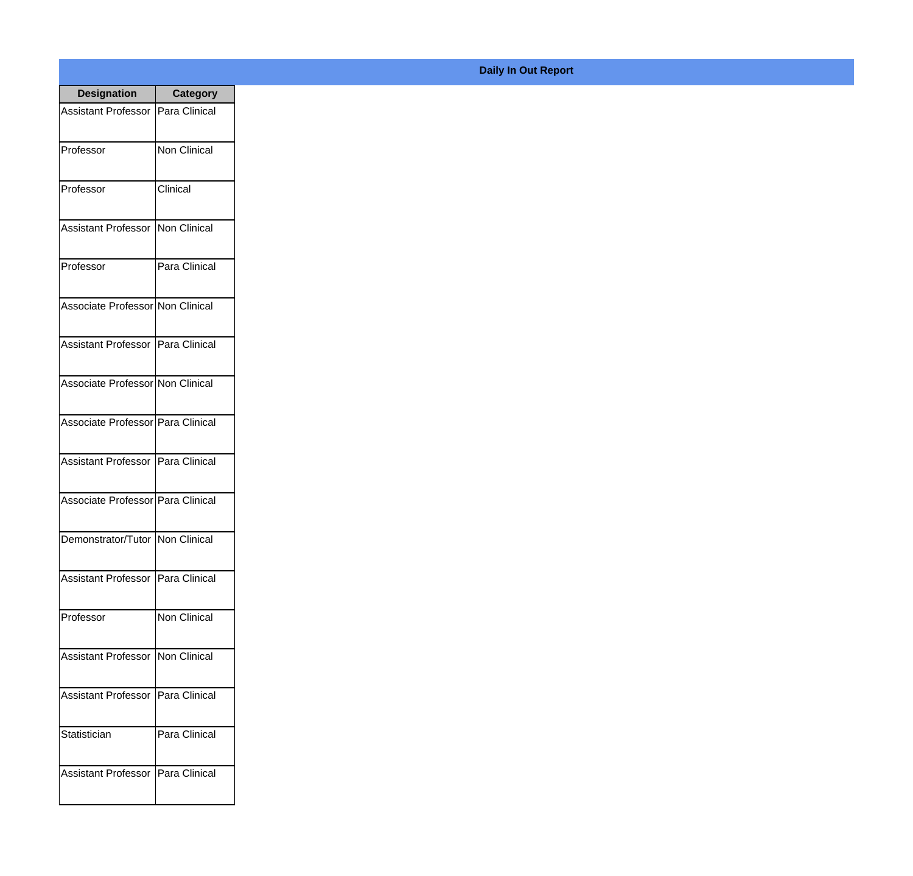**Daily In Out Report**

| Designation | Category |
|---|---|
| Assistant Professor | Para Clinical |
| Professor | Non Clinical |
| Professor | Clinical |
| Assistant Professor | Non Clinical |
| Professor | Para Clinical |
| Associate Professor | Non Clinical |
| Assistant Professor | Para Clinical |
| Associate Professor | Non Clinical |
| Associate Professor | Para Clinical |
| Assistant Professor | Para Clinical |
| Associate Professor | Para Clinical |
| Demonstrator/Tutor | Non Clinical |
| Assistant Professor | Para Clinical |
| Professor | Non Clinical |
| Assistant Professor | Non Clinical |
| Assistant Professor | Para Clinical |
| Statistician | Para Clinical |
| Assistant Professor | Para Clinical |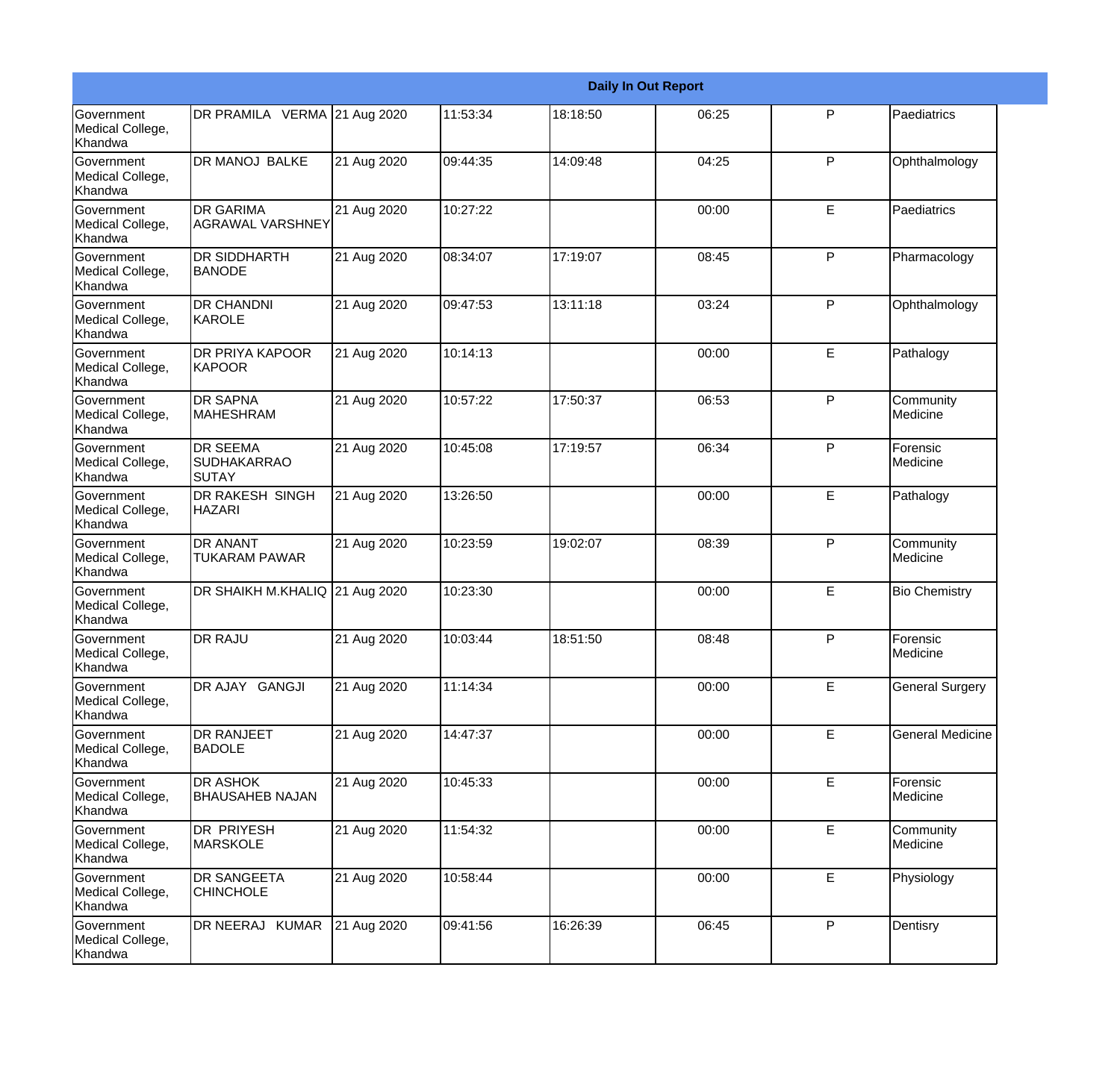| Daily In Out Report | | | | | | | |
|---|---|---|---|---|---|---|---|
| Government Medical College, Khandwa | DR PRAMILA VERMA | 21 Aug 2020 | 11:53:34 | 18:18:50 | 06:25 | P | Paediatrics |
| Government Medical College, Khandwa | DR MANOJ BALKE | 21 Aug 2020 | 09:44:35 | 14:09:48 | 04:25 | P | Ophthalmology |
| Government Medical College, Khandwa | DR GARIMA AGRAWAL VARSHNEY | 21 Aug 2020 | 10:27:22 | | 00:00 | E | Paediatrics |
| Government Medical College, Khandwa | DR SIDDHARTH BANODE | 21 Aug 2020 | 08:34:07 | 17:19:07 | 08:45 | P | Pharmacology |
| Government Medical College, Khandwa | DR CHANDNI KAROLE | 21 Aug 2020 | 09:47:53 | 13:11:18 | 03:24 | P | Ophthalmology |
| Government Medical College, Khandwa | DR PRIYA KAPOOR KAPOOR | 21 Aug 2020 | 10:14:13 | | 00:00 | E | Pathalogy |
| Government Medical College, Khandwa | DR SAPNA MAHESHRAM | 21 Aug 2020 | 10:57:22 | 17:50:37 | 06:53 | P | Community Medicine |
| Government Medical College, Khandwa | DR SEEMA SUDHAKARRAO SUTAY | 21 Aug 2020 | 10:45:08 | 17:19:57 | 06:34 | P | Forensic Medicine |
| Government Medical College, Khandwa | DR RAKESH SINGH HAZARI | 21 Aug 2020 | 13:26:50 | | 00:00 | E | Pathalogy |
| Government Medical College, Khandwa | DR ANANT TUKARAM PAWAR | 21 Aug 2020 | 10:23:59 | 19:02:07 | 08:39 | P | Community Medicine |
| Government Medical College, Khandwa | DR SHAIKH M.KHALIQ | 21 Aug 2020 | 10:23:30 | | 00:00 | E | Bio Chemistry |
| Government Medical College, Khandwa | DR RAJU | 21 Aug 2020 | 10:03:44 | 18:51:50 | 08:48 | P | Forensic Medicine |
| Government Medical College, Khandwa | DR AJAY GANGJI | 21 Aug 2020 | 11:14:34 | | 00:00 | E | General Surgery |
| Government Medical College, Khandwa | DR RANJEET BADOLE | 21 Aug 2020 | 14:47:37 | | 00:00 | E | General Medicine |
| Government Medical College, Khandwa | DR ASHOK BHAUSAHEB NAJAN | 21 Aug 2020 | 10:45:33 | | 00:00 | E | Forensic Medicine |
| Government Medical College, Khandwa | DR PRIYESH MARSKOLE | 21 Aug 2020 | 11:54:32 | | 00:00 | E | Community Medicine |
| Government Medical College, Khandwa | DR SANGEETA CHINCHOLE | 21 Aug 2020 | 10:58:44 | | 00:00 | E | Physiology |
| Government Medical College, Khandwa | DR NEERAJ KUMAR | 21 Aug 2020 | 09:41:56 | 16:26:39 | 06:45 | P | Dentisry |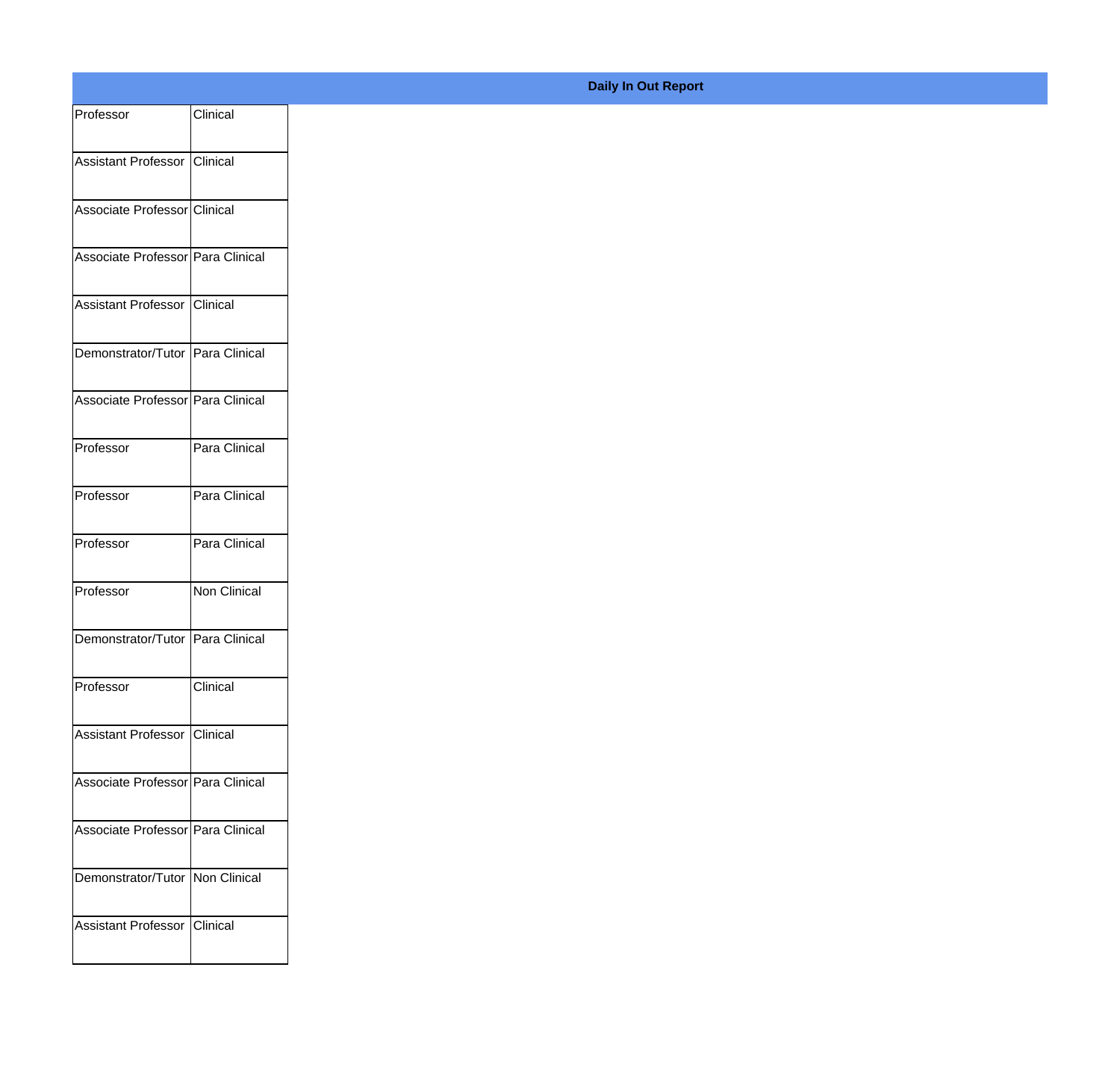## Daily In Out Report

| | |
|---|---|
| Professor | Clinical |
| Assistant Professor | Clinical |
| Associate Professor | Clinical |
| Associate Professor | Para Clinical |
| Assistant Professor | Clinical |
| Demonstrator/Tutor | Para Clinical |
| Associate Professor | Para Clinical |
| Professor | Para Clinical |
| Professor | Para Clinical |
| Professor | Para Clinical |
| Professor | Non Clinical |
| Demonstrator/Tutor | Para Clinical |
| Professor | Clinical |
| Assistant Professor | Clinical |
| Associate Professor | Para Clinical |
| Associate Professor | Para Clinical |
| Demonstrator/Tutor | Non Clinical |
| Assistant Professor | Clinical |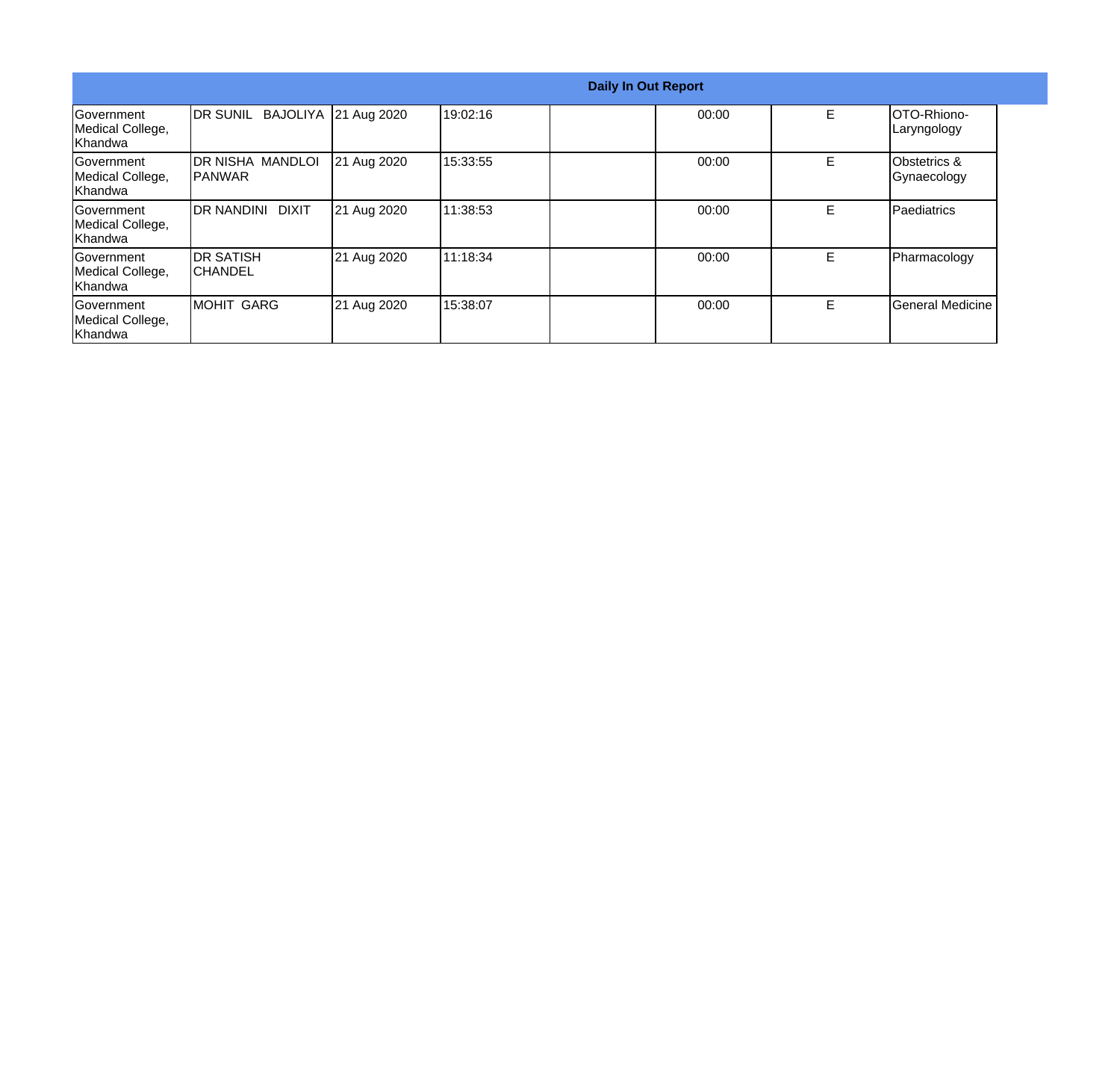| Daily In Out Report | | | | | | | |
|---|---|---|---|---|---|---|---|
| Government Medical College, Khandwa | DR SUNIL BAJOLIYA | 21 Aug 2020 | 19:02:16 | | 00:00 | E | OTO-Rhiono-Laryngology |
| Government Medical College, Khandwa | DR NISHA MANDLOI PANWAR | 21 Aug 2020 | 15:33:55 | | 00:00 | E | Obstetrics & Gynaecology |
| Government Medical College, Khandwa | DR NANDINI DIXIT | 21 Aug 2020 | 11:38:53 | | 00:00 | E | Paediatrics |
| Government Medical College, Khandwa | DR SATISH CHANDEL | 21 Aug 2020 | 11:18:34 | | 00:00 | E | Pharmacology |
| Government Medical College, Khandwa | MOHIT GARG | 21 Aug 2020 | 15:38:07 | | 00:00 | E | General Medicine |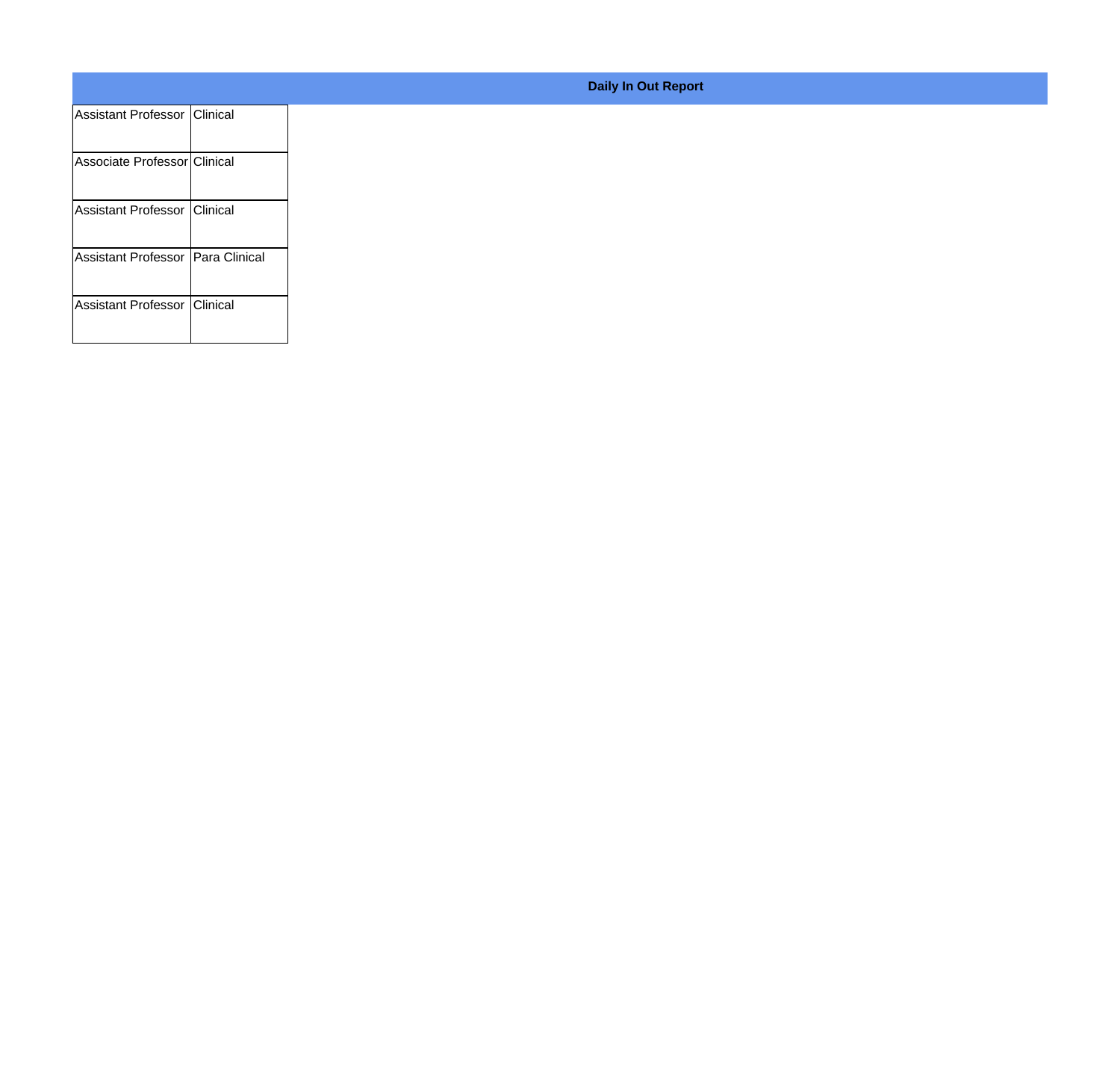**Daily In Out Report**

| | |
|---|---|
| Assistant Professor | Clinical |
| Associate Professor | Clinical |
| Assistant Professor | Clinical |
| Assistant Professor | Para Clinical |
| Assistant Professor | Clinical |